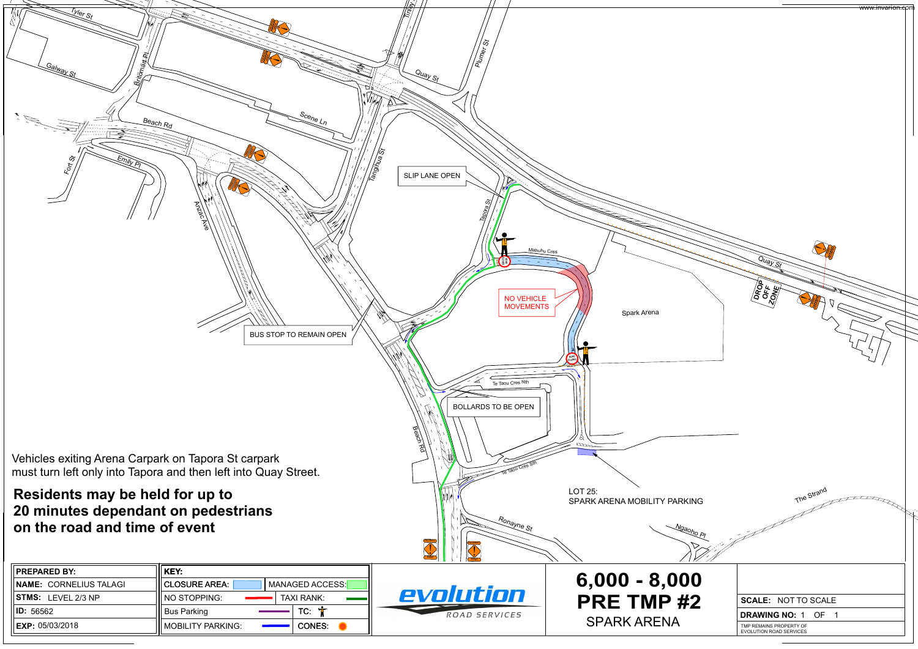SLIP LANE OPEN

NO VEHICLE MOVEMENTS

BUS STOP TO REMAIN OPEN

BOLLARDS TO BE OPEN

LOT 25:
SPARK ARENA MOBILITY PARKING

Vehicles exiting Arena Carpark on Tapora St carpark must turn left only into Tapora and then left into Quay Street.

**Residents may be held for up to 20 minutes dependant on pedestrians on the road and time of event**

| PREPARED BY: |
| --- |
| NAME: CORNELIUS TALAGI |
| STMS: LEVEL 2/3 NP |
| ID: 56562 |
| EXP: 05/03/2018 |

| KEY: | |
| --- | --- |
| CLOSURE AREA: | MANAGED ACCESS: |
| NO STOPPING: | TAXI RANK: |
| Bus Parking | TC: |
| MOBILITY PARKING: | CONES: |

evolution ROAD SERVICES

# 6,000 - 8,000 PRE TMP #2

SPARK ARENA

SCALE: NOT TO SCALE

DRAWING NO: 1 OF 1

TMP REMAINS PROPERTY OF EVOLUTION ROAD SERVICES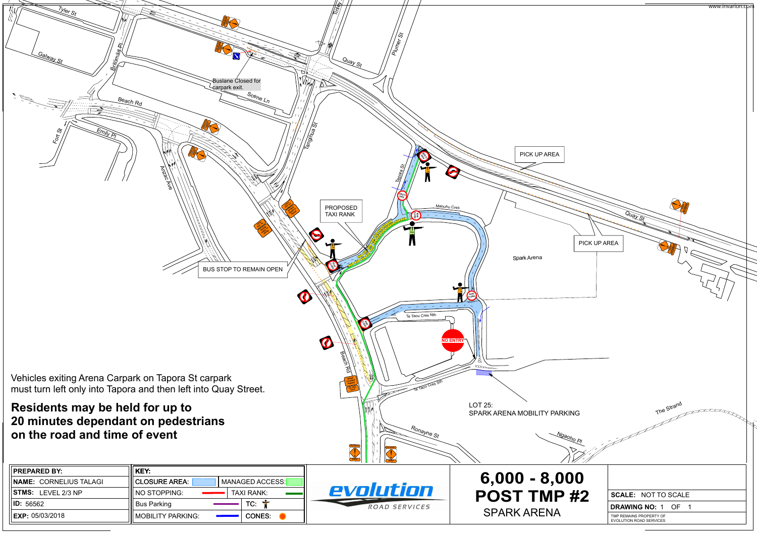www.invarion.com

Tyler St

Galway St

Britomart Pl

Buslane Closed for carpark exit.

Scene Ln

Beach Rd

Fort St

Emily Pl

Anzac Ave

Tinley St

Quay St

Plumer St

Tangihua St

Tapora St

PICK UP AREA

Mahuhu Cres

PROPOSED TAXI RANK

BUS STOP TO REMAIN OPEN

Spark Arena

PICK UP AREA

Quay St

Te Taou Cres Nth

NO ENTRY

Beach Rd

Te Taou Cres Sth

LOT 25: SPARK ARENA MOBILITY PARKING

The Strand

Ronayne St

Ngaoho Pl

Vehicles exiting Arena Carpark on Tapora St carpark must turn left only into Tapora and then left into Quay Street.

**Residents may be held for up to 20 minutes dependant on pedestrians on the road and time of event**

| PREPARED BY: | |
|---|---|
| NAME: | CORNELIUS TALAGI |
| STMS: | LEVEL 2/3 NP |
| ID: | 56562 |
| EXP: | 05/03/2018 |

| KEY: | |
|---|---|
| CLOSURE AREA: | MANAGED ACCESS: |
| NO STOPPING: | TAXI RANK: |
| Bus Parking | TC: |
| MOBILITY PARKING: | CONES: |

evolution ROAD SERVICES

# 6,000 - 8,000 POST TMP #2

SPARK ARENA

SCALE: NOT TO SCALE

DRAWING NO: 1 OF 1

TMP REMAINS PROPERTY OF EVOLUTION ROAD SERVICES